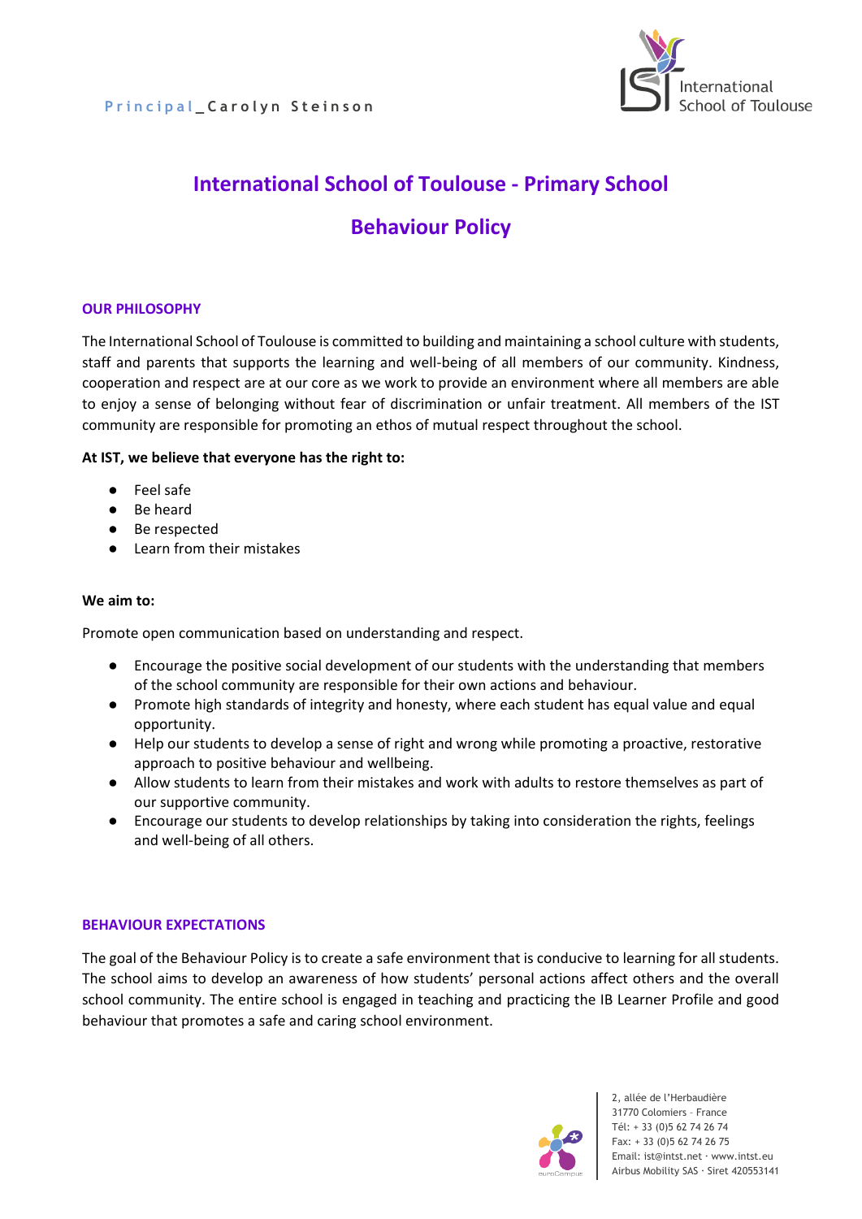Principal_Carolyn Steinson

# International School of Toulouse - Primary School

# Behaviour Policy

## OUR PHILOSOPHY

The International School of Toulouse is committed to building and maintaining a school culture with students, staff and parents that supports the learning and well-being of all members of our community. Kindness, cooperation and respect are at our core as we work to provide an environment where all members are able to enjoy a sense of belonging without fear of discrimination or unfair treatment. All members of the IST community are responsible for promoting an ethos of mutual respect throughout the school.

**At IST, we believe that everyone has the right to:**

- Feel safe
- Be heard
- Be respected
- Learn from their mistakes

**We aim to:**

Promote open communication based on understanding and respect.

- Encourage the positive social development of our students with the understanding that members of the school community are responsible for their own actions and behaviour.
- Promote high standards of integrity and honesty, where each student has equal value and equal opportunity.
- Help our students to develop a sense of right and wrong while promoting a proactive, restorative approach to positive behaviour and wellbeing.
- Allow students to learn from their mistakes and work with adults to restore themselves as part of our supportive community.
- Encourage our students to develop relationships by taking into consideration the rights, feelings and well-being of all others.

## BEHAVIOUR EXPECTATIONS

The goal of the Behaviour Policy is to create a safe environment that is conducive to learning for all students. The school aims to develop an awareness of how students' personal actions affect others and the overall school community. The entire school is engaged in teaching and practicing the IB Learner Profile and good behaviour that promotes a safe and caring school environment.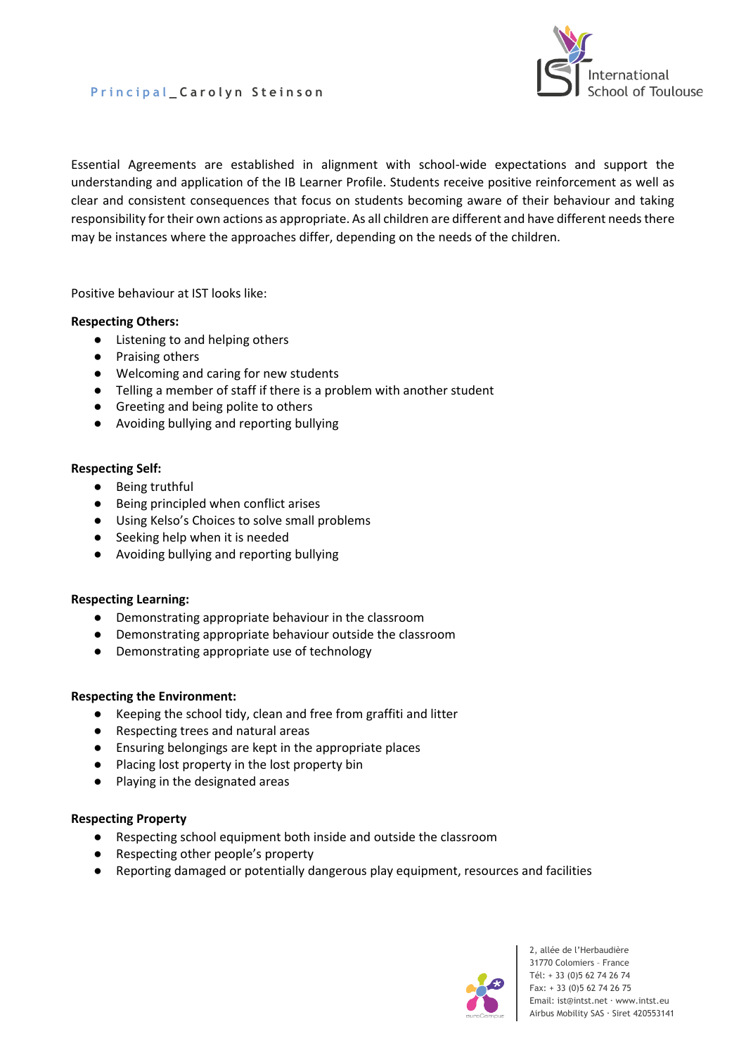Essential Agreements are established in alignment with school-wide expectations and support the understanding and application of the IB Learner Profile. Students receive positive reinforcement as well as clear and consistent consequences that focus on students becoming aware of their behaviour and taking responsibility for their own actions as appropriate. As all children are different and have different needs there may be instances where the approaches differ, depending on the needs of the children.

Positive behaviour at IST looks like:

**Respecting Others:**

- Listening to and helping others
- Praising others
- Welcoming and caring for new students
- Telling a member of staff if there is a problem with another student
- Greeting and being polite to others
- Avoiding bullying and reporting bullying

**Respecting Self:**

- Being truthful
- Being principled when conflict arises
- Using Kelso's Choices to solve small problems
- Seeking help when it is needed
- Avoiding bullying and reporting bullying

**Respecting Learning:**

- Demonstrating appropriate behaviour in the classroom
- Demonstrating appropriate behaviour outside the classroom
- Demonstrating appropriate use of technology

**Respecting the Environment:**

- Keeping the school tidy, clean and free from graffiti and litter
- Respecting trees and natural areas
- Ensuring belongings are kept in the appropriate places
- Placing lost property in the lost property bin
- Playing in the designated areas

**Respecting Property**

- Respecting school equipment both inside and outside the classroom
- Respecting other people's property
- Reporting damaged or potentially dangerous play equipment, resources and facilities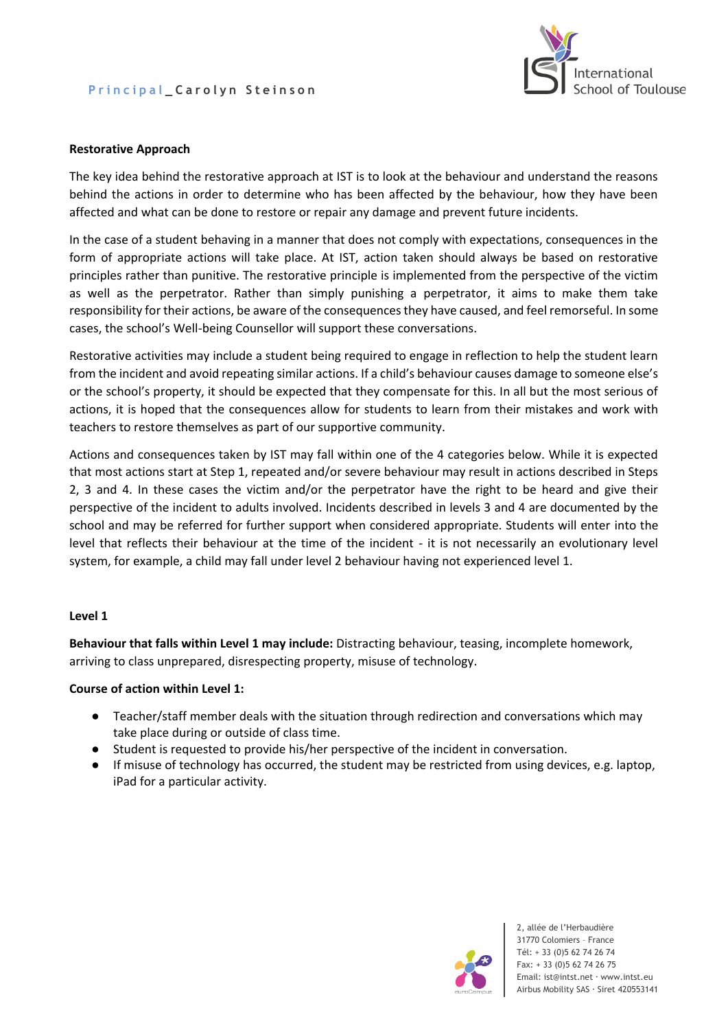**Restorative Approach**

The key idea behind the restorative approach at IST is to look at the behaviour and understand the reasons behind the actions in order to determine who has been affected by the behaviour, how they have been affected and what can be done to restore or repair any damage and prevent future incidents.

In the case of a student behaving in a manner that does not comply with expectations, consequences in the form of appropriate actions will take place. At IST, action taken should always be based on restorative principles rather than punitive. The restorative principle is implemented from the perspective of the victim as well as the perpetrator. Rather than simply punishing a perpetrator, it aims to make them take responsibility for their actions, be aware of the consequences they have caused, and feel remorseful. In some cases, the school's Well-being Counsellor will support these conversations.

Restorative activities may include a student being required to engage in reflection to help the student learn from the incident and avoid repeating similar actions. If a child's behaviour causes damage to someone else's or the school's property, it should be expected that they compensate for this. In all but the most serious of actions, it is hoped that the consequences allow for students to learn from their mistakes and work with teachers to restore themselves as part of our supportive community.

Actions and consequences taken by IST may fall within one of the 4 categories below. While it is expected that most actions start at Step 1, repeated and/or severe behaviour may result in actions described in Steps 2, 3 and 4. In these cases the victim and/or the perpetrator have the right to be heard and give their perspective of the incident to adults involved. Incidents described in levels 3 and 4 are documented by the school and may be referred for further support when considered appropriate. Students will enter into the level that reflects their behaviour at the time of the incident - it is not necessarily an evolutionary level system, for example, a child may fall under level 2 behaviour having not experienced level 1.

**Level 1**

**Behaviour that falls within Level 1 may include:** Distracting behaviour, teasing, incomplete homework, arriving to class unprepared, disrespecting property, misuse of technology.

**Course of action within Level 1:**

- Teacher/staff member deals with the situation through redirection and conversations which may take place during or outside of class time.
- Student is requested to provide his/her perspective of the incident in conversation.
- If misuse of technology has occurred, the student may be restricted from using devices, e.g. laptop, iPad for a particular activity.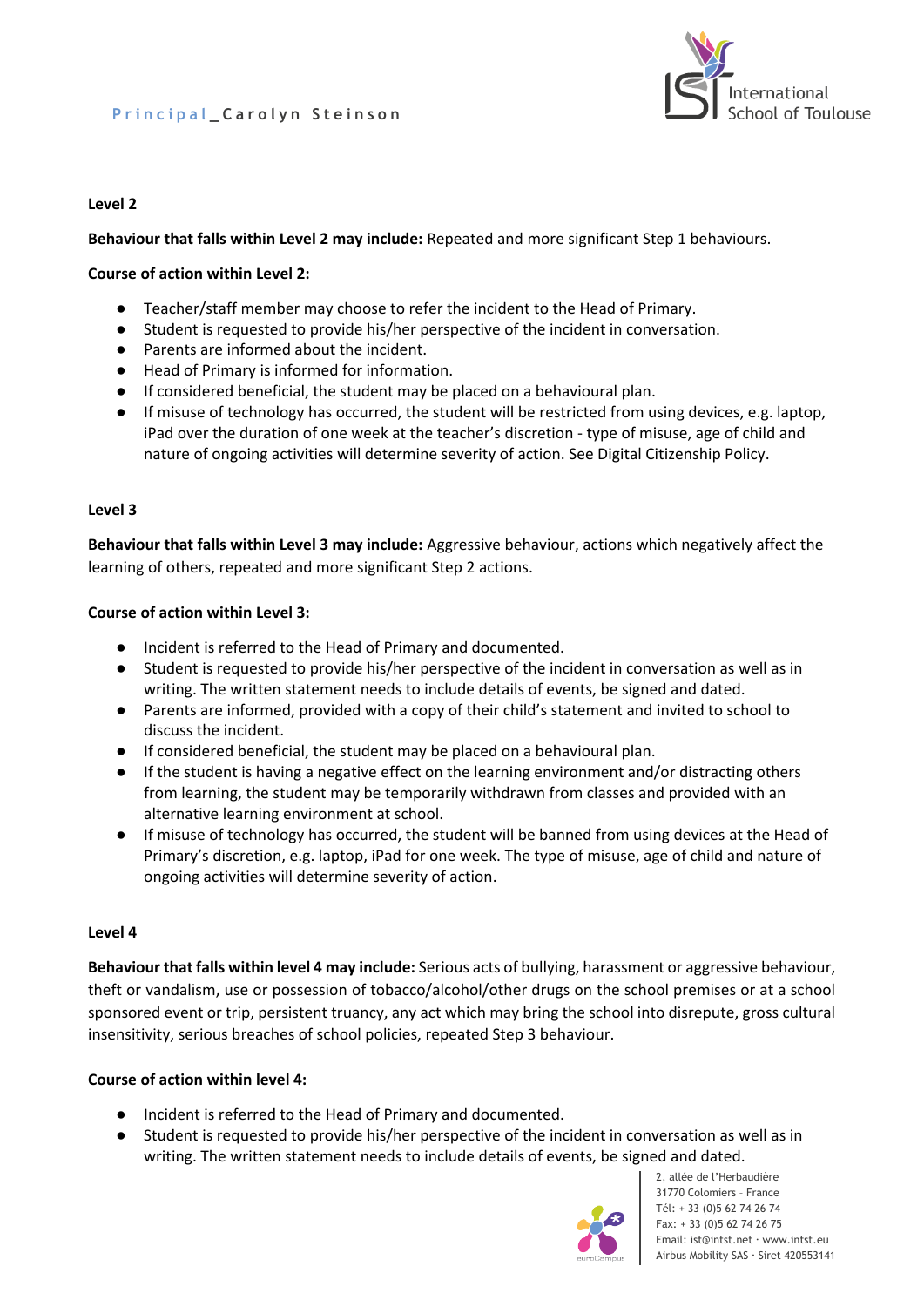**Level 2**

**Behaviour that falls within Level 2 may include:** Repeated and more significant Step 1 behaviours.

**Course of action within Level 2:**

- Teacher/staff member may choose to refer the incident to the Head of Primary.
- Student is requested to provide his/her perspective of the incident in conversation.
- Parents are informed about the incident.
- Head of Primary is informed for information.
- If considered beneficial, the student may be placed on a behavioural plan.
- If misuse of technology has occurred, the student will be restricted from using devices, e.g. laptop, iPad over the duration of one week at the teacher's discretion - type of misuse, age of child and nature of ongoing activities will determine severity of action. See Digital Citizenship Policy.

**Level 3**

**Behaviour that falls within Level 3 may include:** Aggressive behaviour, actions which negatively affect the learning of others, repeated and more significant Step 2 actions.

**Course of action within Level 3:**

- Incident is referred to the Head of Primary and documented.
- Student is requested to provide his/her perspective of the incident in conversation as well as in writing. The written statement needs to include details of events, be signed and dated.
- Parents are informed, provided with a copy of their child's statement and invited to school to discuss the incident.
- If considered beneficial, the student may be placed on a behavioural plan.
- If the student is having a negative effect on the learning environment and/or distracting others from learning, the student may be temporarily withdrawn from classes and provided with an alternative learning environment at school.
- If misuse of technology has occurred, the student will be banned from using devices at the Head of Primary's discretion, e.g. laptop, iPad for one week. The type of misuse, age of child and nature of ongoing activities will determine severity of action.

**Level 4**

**Behaviour that falls within level 4 may include:** Serious acts of bullying, harassment or aggressive behaviour, theft or vandalism, use or possession of tobacco/alcohol/other drugs on the school premises or at a school sponsored event or trip, persistent truancy, any act which may bring the school into disrepute, gross cultural insensitivity, serious breaches of school policies, repeated Step 3 behaviour.

**Course of action within level 4:**

- Incident is referred to the Head of Primary and documented.
- Student is requested to provide his/her perspective of the incident in conversation as well as in writing. The written statement needs to include details of events, be signed and dated.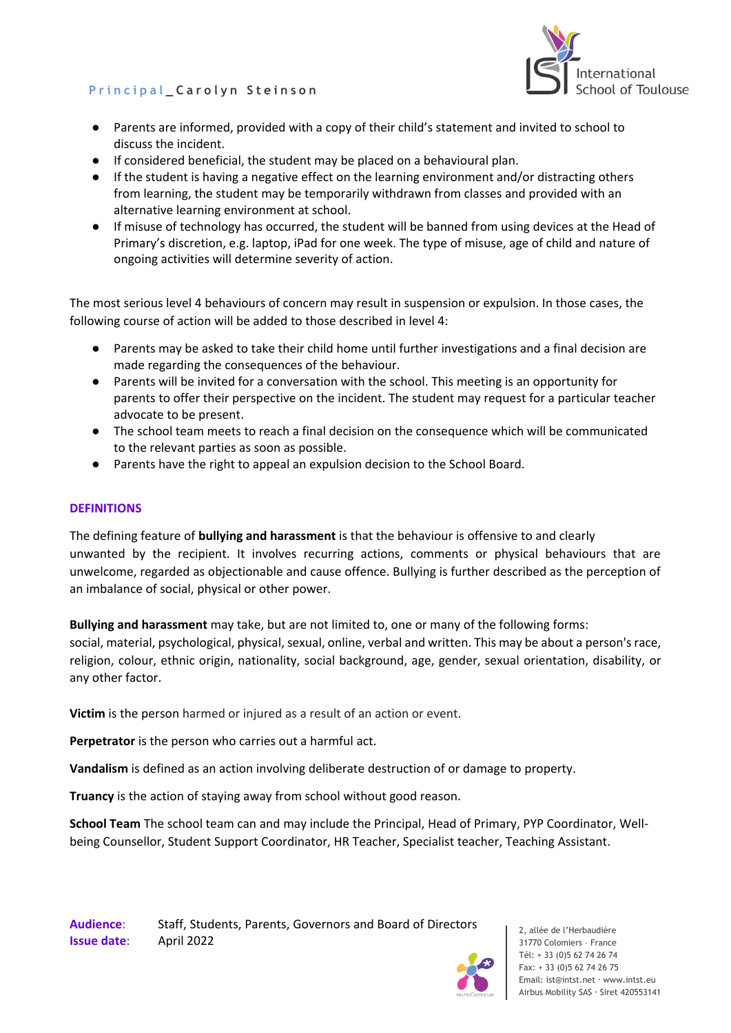- Parents are informed, provided with a copy of their child's statement and invited to school to discuss the incident.
- If considered beneficial, the student may be placed on a behavioural plan.
- If the student is having a negative effect on the learning environment and/or distracting others from learning, the student may be temporarily withdrawn from classes and provided with an alternative learning environment at school.
- If misuse of technology has occurred, the student will be banned from using devices at the Head of Primary's discretion, e.g. laptop, iPad for one week. The type of misuse, age of child and nature of ongoing activities will determine severity of action.

The most serious level 4 behaviours of concern may result in suspension or expulsion. In those cases, the following course of action will be added to those described in level 4:

- Parents may be asked to take their child home until further investigations and a final decision are made regarding the consequences of the behaviour.
- Parents will be invited for a conversation with the school. This meeting is an opportunity for parents to offer their perspective on the incident. The student may request for a particular teacher advocate to be present.
- The school team meets to reach a final decision on the consequence which will be communicated to the relevant parties as soon as possible.
- Parents have the right to appeal an expulsion decision to the School Board.

## DEFINITIONS

The defining feature of **bullying and harassment** is that the behaviour is offensive to and clearly unwanted by the recipient. It involves recurring actions, comments or physical behaviours that are unwelcome, regarded as objectionable and cause offence. Bullying is further described as the perception of an imbalance of social, physical or other power.

**Bullying and harassment** may take, but are not limited to, one or many of the following forms: social, material, psychological, physical, sexual, online, verbal and written. This may be about a person's race, religion, colour, ethnic origin, nationality, social background, age, gender, sexual orientation, disability, or any other factor.

**Victim** is the person harmed or injured as a result of an action or event.

**Perpetrator** is the person who carries out a harmful act.

**Vandalism** is defined as an action involving deliberate destruction of or damage to property.

**Truancy** is the action of staying away from school without good reason.

**School Team** The school team can and may include the Principal, Head of Primary, PYP Coordinator, Well-being Counsellor, Student Support Coordinator, HR Teacher, Specialist teacher, Teaching Assistant.

**Audience**: Staff, Students, Parents, Governors and Board of Directors
**Issue date**: April 2022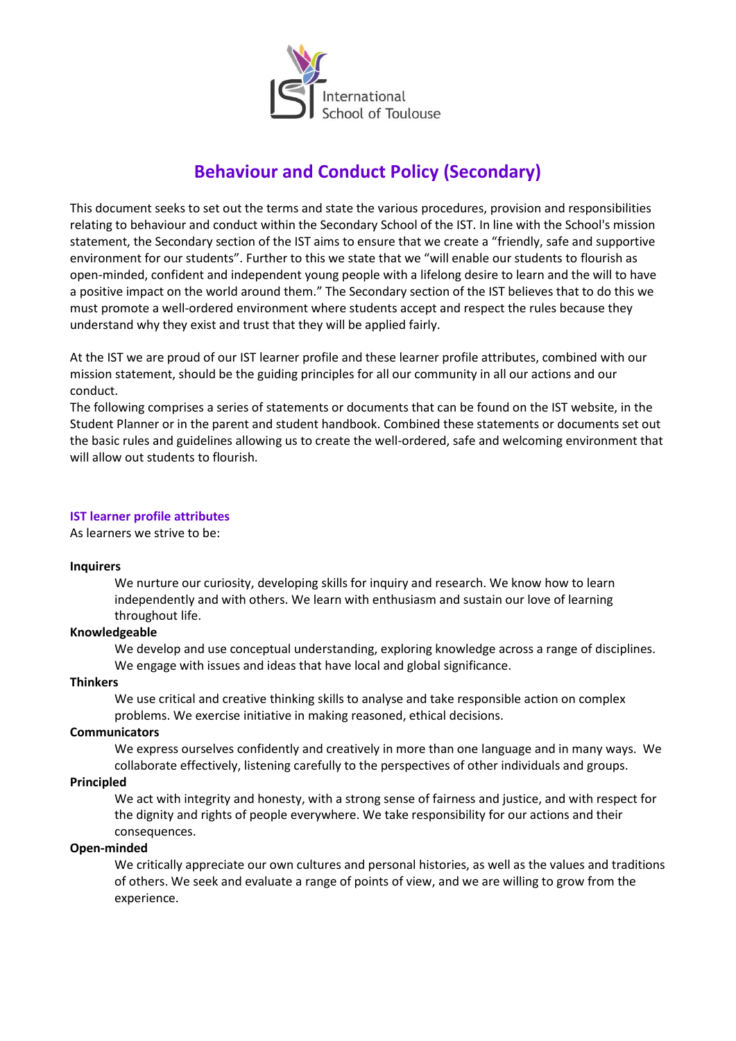# Behaviour and Conduct Policy (Secondary)

This document seeks to set out the terms and state the various procedures, provision and responsibilities relating to behaviour and conduct within the Secondary School of the IST. In line with the School's mission statement, the Secondary section of the IST aims to ensure that we create a "friendly, safe and supportive environment for our students". Further to this we state that we "will enable our students to flourish as open-minded, confident and independent young people with a lifelong desire to learn and the will to have a positive impact on the world around them." The Secondary section of the IST believes that to do this we must promote a well-ordered environment where students accept and respect the rules because they understand why they exist and trust that they will be applied fairly.

At the IST we are proud of our IST learner profile and these learner profile attributes, combined with our mission statement, should be the guiding principles for all our community in all our actions and our conduct.

The following comprises a series of statements or documents that can be found on the IST website, in the Student Planner or in the parent and student handbook. Combined these statements or documents set out the basic rules and guidelines allowing us to create the well-ordered, safe and welcoming environment that will allow out students to flourish.

### IST learner profile attributes

As learners we strive to be:

**Inquirers**
We nurture our curiosity, developing skills for inquiry and research. We know how to learn independently and with others. We learn with enthusiasm and sustain our love of learning throughout life.

**Knowledgeable**
We develop and use conceptual understanding, exploring knowledge across a range of disciplines. We engage with issues and ideas that have local and global significance.

**Thinkers**
We use critical and creative thinking skills to analyse and take responsible action on complex problems. We exercise initiative in making reasoned, ethical decisions.

**Communicators**
We express ourselves confidently and creatively in more than one language and in many ways. We collaborate effectively, listening carefully to the perspectives of other individuals and groups.

**Principled**
We act with integrity and honesty, with a strong sense of fairness and justice, and with respect for the dignity and rights of people everywhere. We take responsibility for our actions and their consequences.

**Open-minded**
We critically appreciate our own cultures and personal histories, as well as the values and traditions of others. We seek and evaluate a range of points of view, and we are willing to grow from the experience.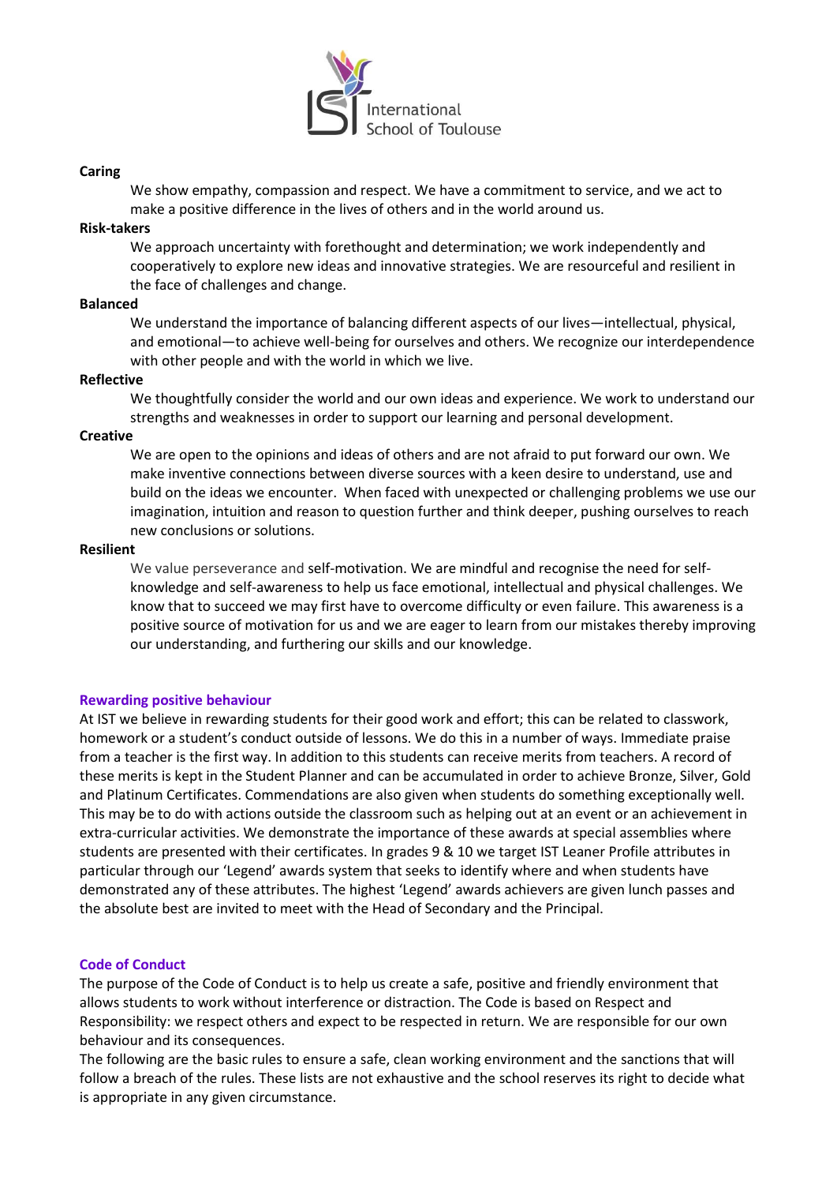**Caring**

We show empathy, compassion and respect. We have a commitment to service, and we act to make a positive difference in the lives of others and in the world around us.

**Risk-takers**

We approach uncertainty with forethought and determination; we work independently and cooperatively to explore new ideas and innovative strategies. We are resourceful and resilient in the face of challenges and change.

**Balanced**

We understand the importance of balancing different aspects of our lives—intellectual, physical, and emotional—to achieve well-being for ourselves and others. We recognize our interdependence with other people and with the world in which we live.

**Reflective**

We thoughtfully consider the world and our own ideas and experience. We work to understand our strengths and weaknesses in order to support our learning and personal development.

**Creative**

We are open to the opinions and ideas of others and are not afraid to put forward our own. We make inventive connections between diverse sources with a keen desire to understand, use and build on the ideas we encounter. When faced with unexpected or challenging problems we use our imagination, intuition and reason to question further and think deeper, pushing ourselves to reach new conclusions or solutions.

**Resilient**

We value perseverance and self-motivation. We are mindful and recognise the need for self-knowledge and self-awareness to help us face emotional, intellectual and physical challenges. We know that to succeed we may first have to overcome difficulty or even failure. This awareness is a positive source of motivation for us and we are eager to learn from our mistakes thereby improving our understanding, and furthering our skills and our knowledge.

## Rewarding positive behaviour

At IST we believe in rewarding students for their good work and effort; this can be related to classwork, homework or a student's conduct outside of lessons. We do this in a number of ways. Immediate praise from a teacher is the first way. In addition to this students can receive merits from teachers. A record of these merits is kept in the Student Planner and can be accumulated in order to achieve Bronze, Silver, Gold and Platinum Certificates. Commendations are also given when students do something exceptionally well. This may be to do with actions outside the classroom such as helping out at an event or an achievement in extra-curricular activities. We demonstrate the importance of these awards at special assemblies where students are presented with their certificates. In grades 9 & 10 we target IST Leaner Profile attributes in particular through our 'Legend' awards system that seeks to identify where and when students have demonstrated any of these attributes. The highest 'Legend' awards achievers are given lunch passes and the absolute best are invited to meet with the Head of Secondary and the Principal.

## Code of Conduct

The purpose of the Code of Conduct is to help us create a safe, positive and friendly environment that allows students to work without interference or distraction. The Code is based on Respect and Responsibility: we respect others and expect to be respected in return. We are responsible for our own behaviour and its consequences.

The following are the basic rules to ensure a safe, clean working environment and the sanctions that will follow a breach of the rules. These lists are not exhaustive and the school reserves its right to decide what is appropriate in any given circumstance.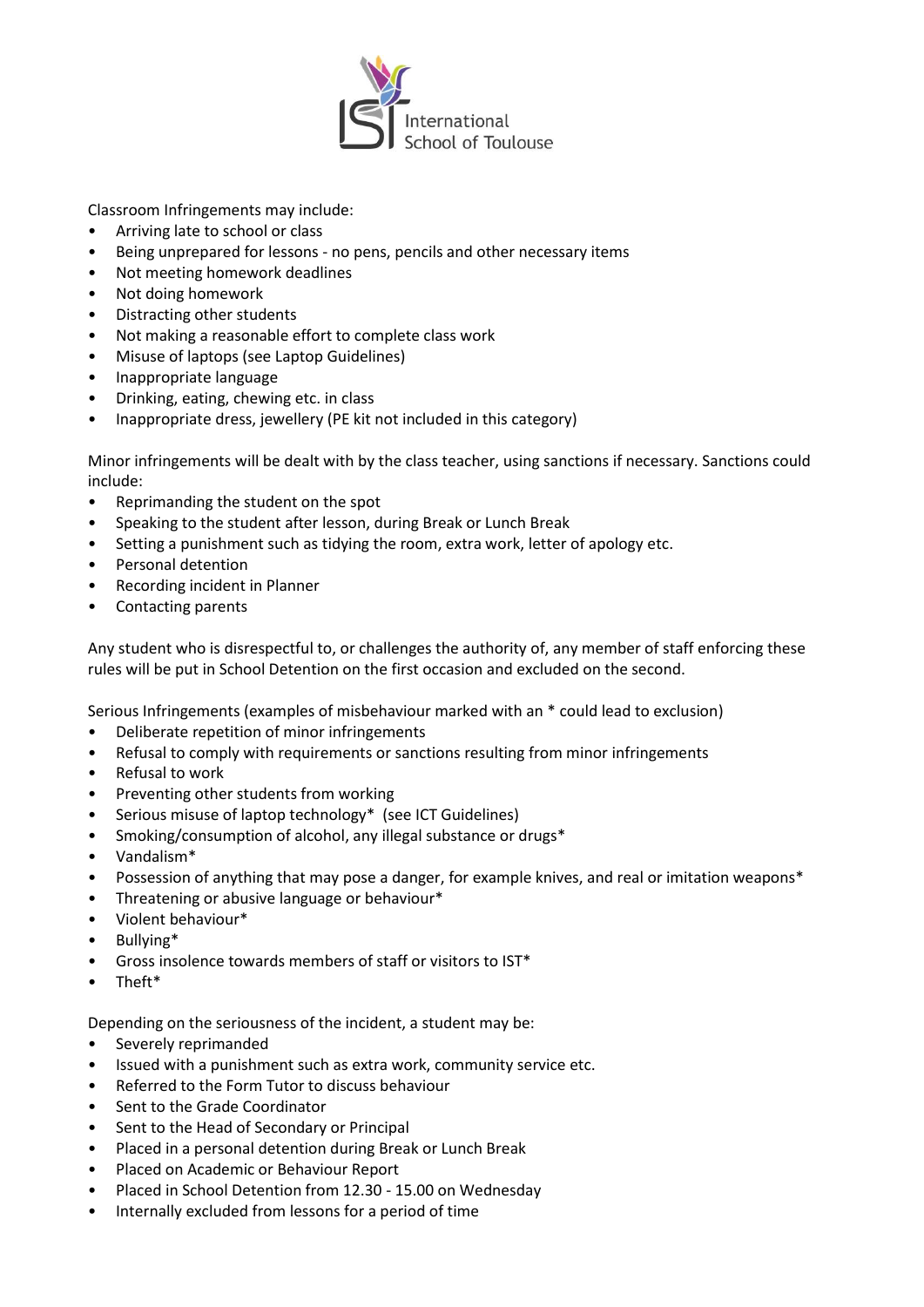Classroom Infringements may include:

- Arriving late to school or class
- Being unprepared for lessons - no pens, pencils and other necessary items
- Not meeting homework deadlines
- Not doing homework
- Distracting other students
- Not making a reasonable effort to complete class work
- Misuse of laptops (see Laptop Guidelines)
- Inappropriate language
- Drinking, eating, chewing etc. in class
- Inappropriate dress, jewellery (PE kit not included in this category)

Minor infringements will be dealt with by the class teacher, using sanctions if necessary. Sanctions could include:

- Reprimanding the student on the spot
- Speaking to the student after lesson, during Break or Lunch Break
- Setting a punishment such as tidying the room, extra work, letter of apology etc.
- Personal detention
- Recording incident in Planner
- Contacting parents

Any student who is disrespectful to, or challenges the authority of, any member of staff enforcing these rules will be put in School Detention on the first occasion and excluded on the second.

Serious Infringements (examples of misbehaviour marked with an * could lead to exclusion)

- Deliberate repetition of minor infringements
- Refusal to comply with requirements or sanctions resulting from minor infringements
- Refusal to work
- Preventing other students from working
- Serious misuse of laptop technology* (see ICT Guidelines)
- Smoking/consumption of alcohol, any illegal substance or drugs*
- Vandalism*
- Possession of anything that may pose a danger, for example knives, and real or imitation weapons*
- Threatening or abusive language or behaviour*
- Violent behaviour*
- Bullying*
- Gross insolence towards members of staff or visitors to IST*
- Theft*

Depending on the seriousness of the incident, a student may be:

- Severely reprimanded
- Issued with a punishment such as extra work, community service etc.
- Referred to the Form Tutor to discuss behaviour
- Sent to the Grade Coordinator
- Sent to the Head of Secondary or Principal
- Placed in a personal detention during Break or Lunch Break
- Placed on Academic or Behaviour Report
- Placed in School Detention from 12.30 - 15.00 on Wednesday
- Internally excluded from lessons for a period of time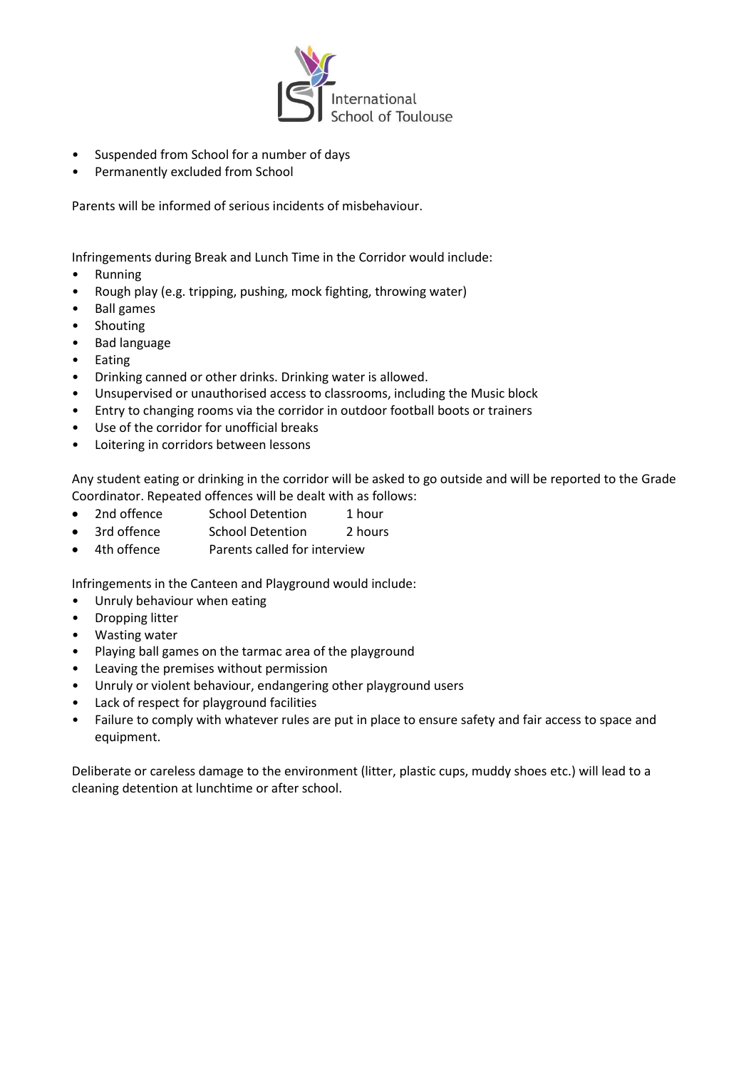- Suspended from School for a number of days
- Permanently excluded from School

Parents will be informed of serious incidents of misbehaviour.

Infringements during Break and Lunch Time in the Corridor would include:

- Running
- Rough play (e.g. tripping, pushing, mock fighting, throwing water)
- Ball games
- Shouting
- Bad language
- Eating
- Drinking canned or other drinks. Drinking water is allowed.
- Unsupervised or unauthorised access to classrooms, including the Music block
- Entry to changing rooms via the corridor in outdoor football boots or trainers
- Use of the corridor for unofficial breaks
- Loitering in corridors between lessons

Any student eating or drinking in the corridor will be asked to go outside and will be reported to the Grade Coordinator. Repeated offences will be dealt with as follows:

- 2nd offence School Detention 1 hour
- 3rd offence School Detention 2 hours
- 4th offence Parents called for interview

Infringements in the Canteen and Playground would include:

- Unruly behaviour when eating
- Dropping litter
- Wasting water
- Playing ball games on the tarmac area of the playground
- Leaving the premises without permission
- Unruly or violent behaviour, endangering other playground users
- Lack of respect for playground facilities
- Failure to comply with whatever rules are put in place to ensure safety and fair access to space and equipment.

Deliberate or careless damage to the environment (litter, plastic cups, muddy shoes etc.) will lead to a cleaning detention at lunchtime or after school.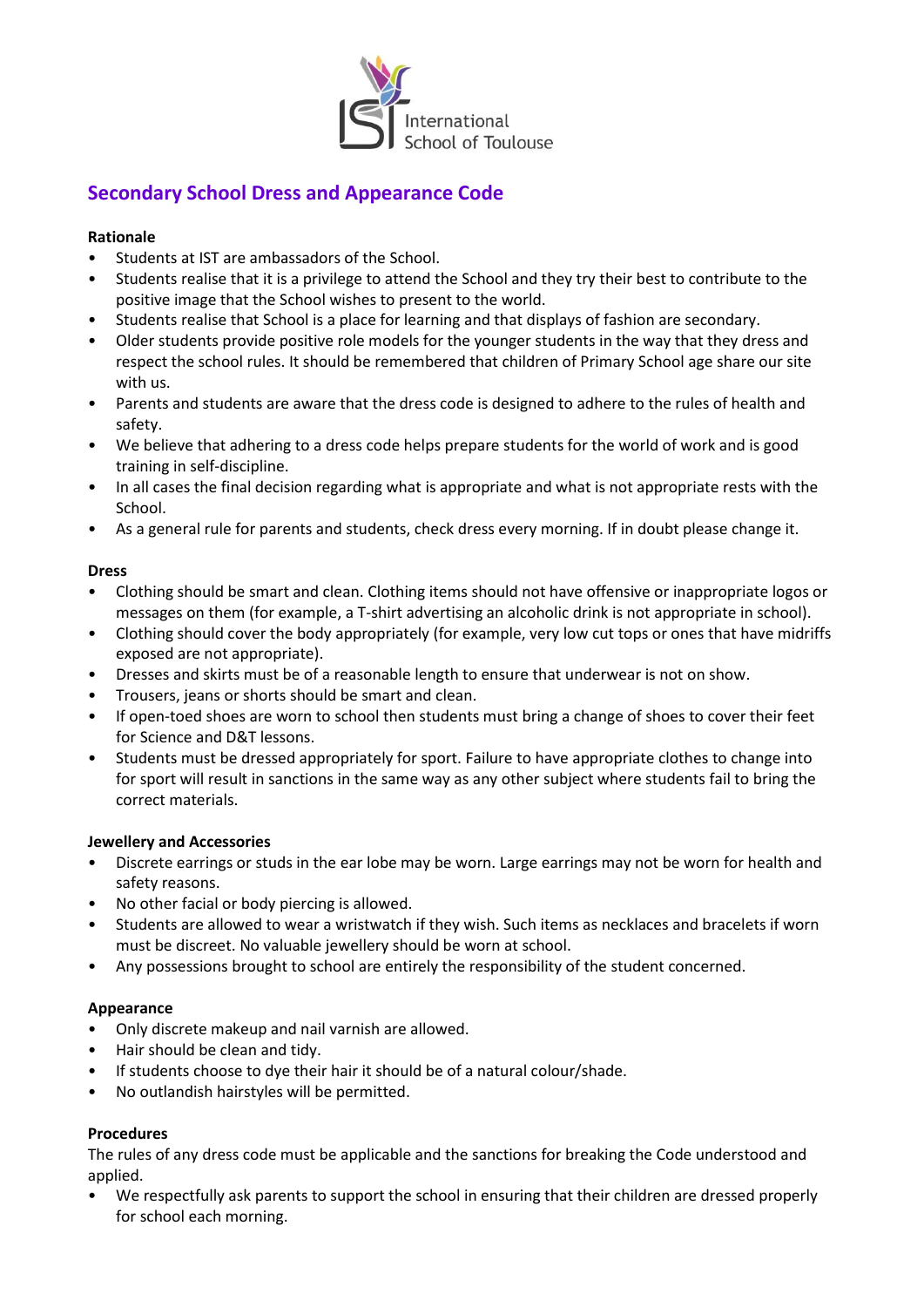International School of Toulouse

# Secondary School Dress and Appearance Code

**Rationale**

- Students at IST are ambassadors of the School.
- Students realise that it is a privilege to attend the School and they try their best to contribute to the positive image that the School wishes to present to the world.
- Students realise that School is a place for learning and that displays of fashion are secondary.
- Older students provide positive role models for the younger students in the way that they dress and respect the school rules. It should be remembered that children of Primary School age share our site with us.
- Parents and students are aware that the dress code is designed to adhere to the rules of health and safety.
- We believe that adhering to a dress code helps prepare students for the world of work and is good training in self-discipline.
- In all cases the final decision regarding what is appropriate and what is not appropriate rests with the School.
- As a general rule for parents and students, check dress every morning. If in doubt please change it.

**Dress**

- Clothing should be smart and clean. Clothing items should not have offensive or inappropriate logos or messages on them (for example, a T-shirt advertising an alcoholic drink is not appropriate in school).
- Clothing should cover the body appropriately (for example, very low cut tops or ones that have midriffs exposed are not appropriate).
- Dresses and skirts must be of a reasonable length to ensure that underwear is not on show.
- Trousers, jeans or shorts should be smart and clean.
- If open-toed shoes are worn to school then students must bring a change of shoes to cover their feet for Science and D&T lessons.
- Students must be dressed appropriately for sport. Failure to have appropriate clothes to change into for sport will result in sanctions in the same way as any other subject where students fail to bring the correct materials.

**Jewellery and Accessories**

- Discrete earrings or studs in the ear lobe may be worn. Large earrings may not be worn for health and safety reasons.
- No other facial or body piercing is allowed.
- Students are allowed to wear a wristwatch if they wish. Such items as necklaces and bracelets if worn must be discreet. No valuable jewellery should be worn at school.
- Any possessions brought to school are entirely the responsibility of the student concerned.

**Appearance**

- Only discrete makeup and nail varnish are allowed.
- Hair should be clean and tidy.
- If students choose to dye their hair it should be of a natural colour/shade.
- No outlandish hairstyles will be permitted.

**Procedures**

The rules of any dress code must be applicable and the sanctions for breaking the Code understood and applied.

- We respectfully ask parents to support the school in ensuring that their children are dressed properly for school each morning.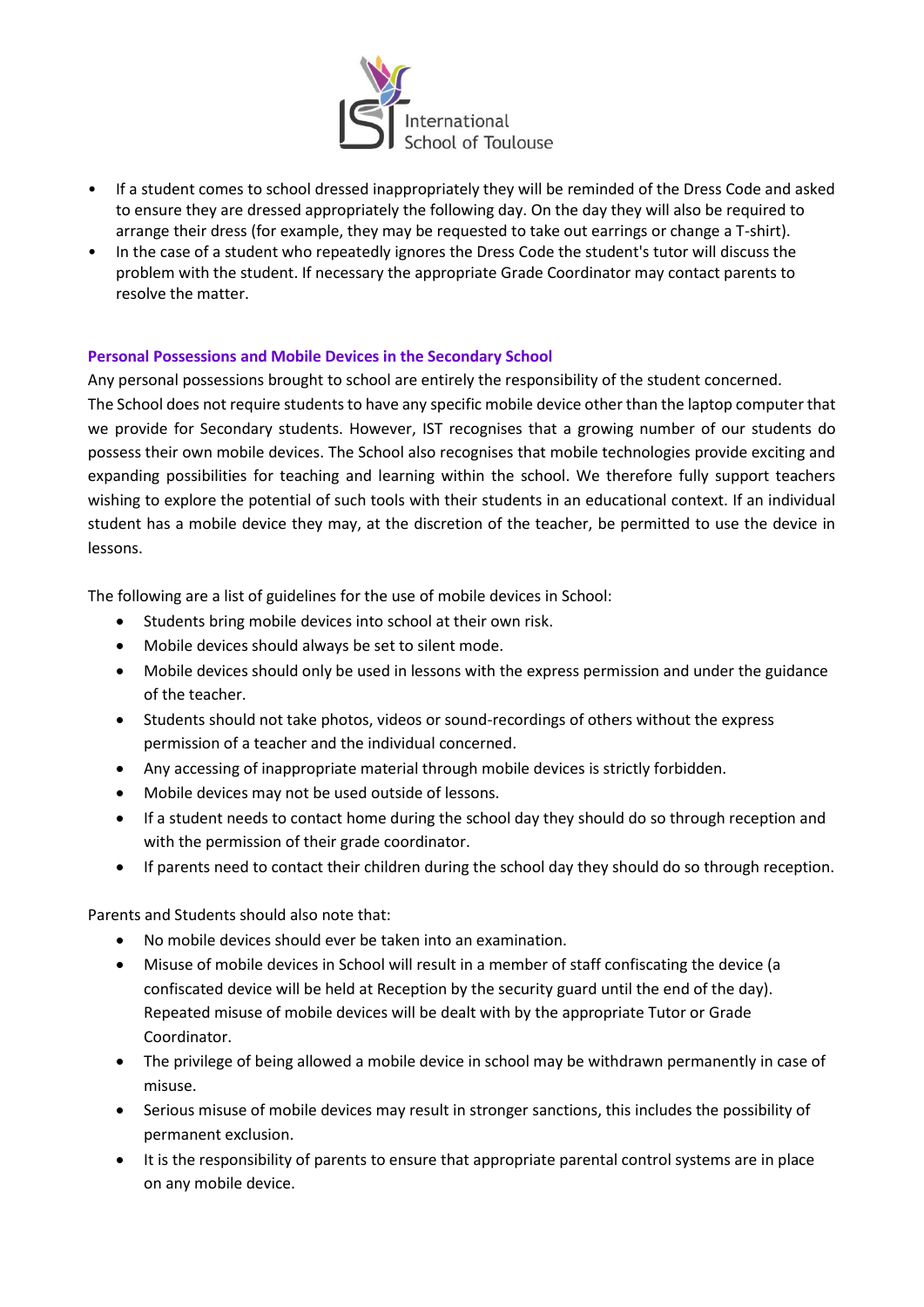- If a student comes to school dressed inappropriately they will be reminded of the Dress Code and asked to ensure they are dressed appropriately the following day. On the day they will also be required to arrange their dress (for example, they may be requested to take out earrings or change a T-shirt).
- In the case of a student who repeatedly ignores the Dress Code the student's tutor will discuss the problem with the student. If necessary the appropriate Grade Coordinator may contact parents to resolve the matter.

### Personal Possessions and Mobile Devices in the Secondary School

Any personal possessions brought to school are entirely the responsibility of the student concerned. The School does not require students to have any specific mobile device other than the laptop computer that we provide for Secondary students. However, IST recognises that a growing number of our students do possess their own mobile devices. The School also recognises that mobile technologies provide exciting and expanding possibilities for teaching and learning within the school. We therefore fully support teachers wishing to explore the potential of such tools with their students in an educational context. If an individual student has a mobile device they may, at the discretion of the teacher, be permitted to use the device in lessons.

The following are a list of guidelines for the use of mobile devices in School:

- Students bring mobile devices into school at their own risk.
- Mobile devices should always be set to silent mode.
- Mobile devices should only be used in lessons with the express permission and under the guidance of the teacher.
- Students should not take photos, videos or sound-recordings of others without the express permission of a teacher and the individual concerned.
- Any accessing of inappropriate material through mobile devices is strictly forbidden.
- Mobile devices may not be used outside of lessons.
- If a student needs to contact home during the school day they should do so through reception and with the permission of their grade coordinator.
- If parents need to contact their children during the school day they should do so through reception.

Parents and Students should also note that:

- No mobile devices should ever be taken into an examination.
- Misuse of mobile devices in School will result in a member of staff confiscating the device (a confiscated device will be held at Reception by the security guard until the end of the day). Repeated misuse of mobile devices will be dealt with by the appropriate Tutor or Grade Coordinator.
- The privilege of being allowed a mobile device in school may be withdrawn permanently in case of misuse.
- Serious misuse of mobile devices may result in stronger sanctions, this includes the possibility of permanent exclusion.
- It is the responsibility of parents to ensure that appropriate parental control systems are in place on any mobile device.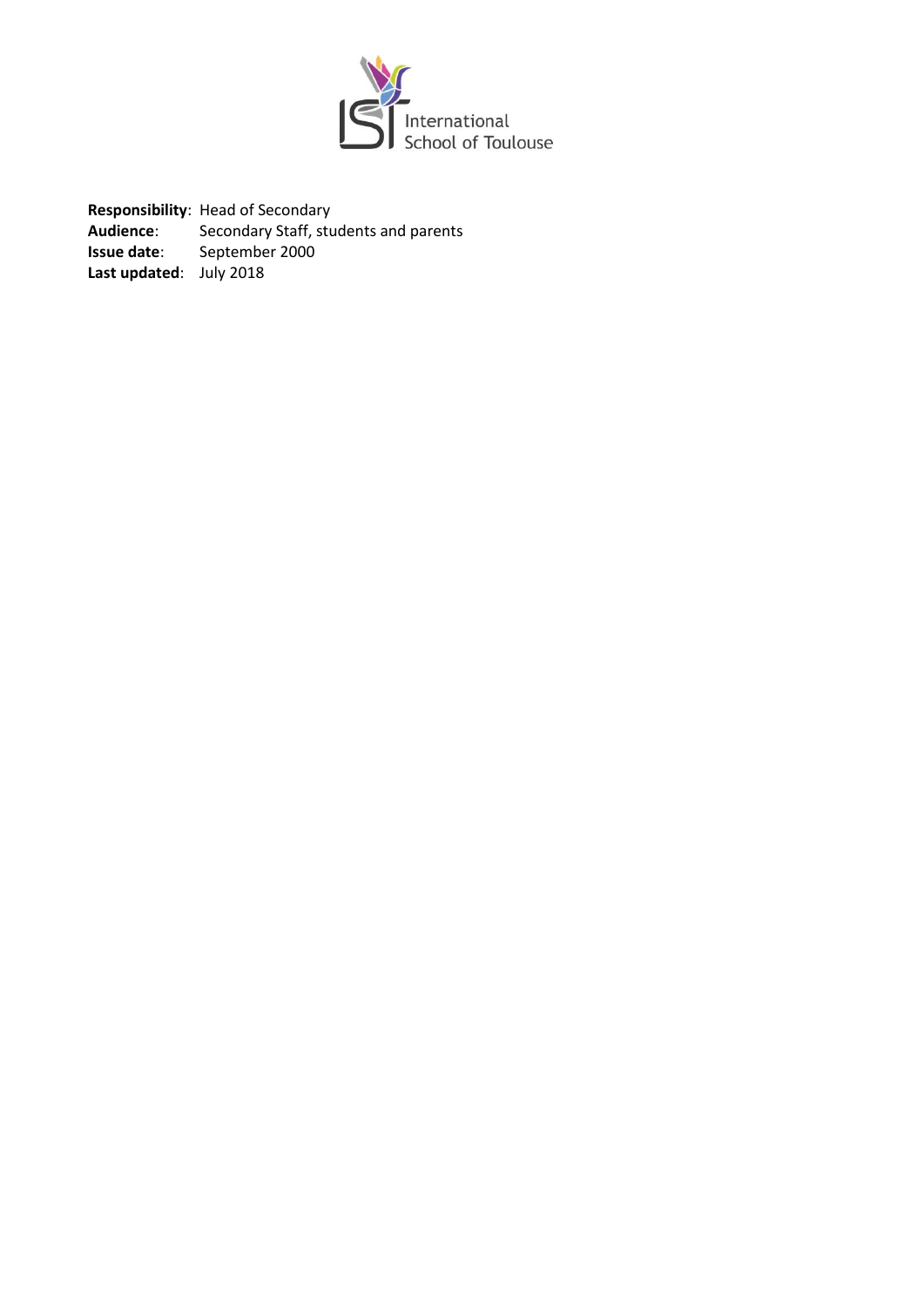International School of Toulouse

**Responsibility**: Head of Secondary
**Audience**: Secondary Staff, students and parents
**Issue date**: September 2000
**Last updated**: July 2018